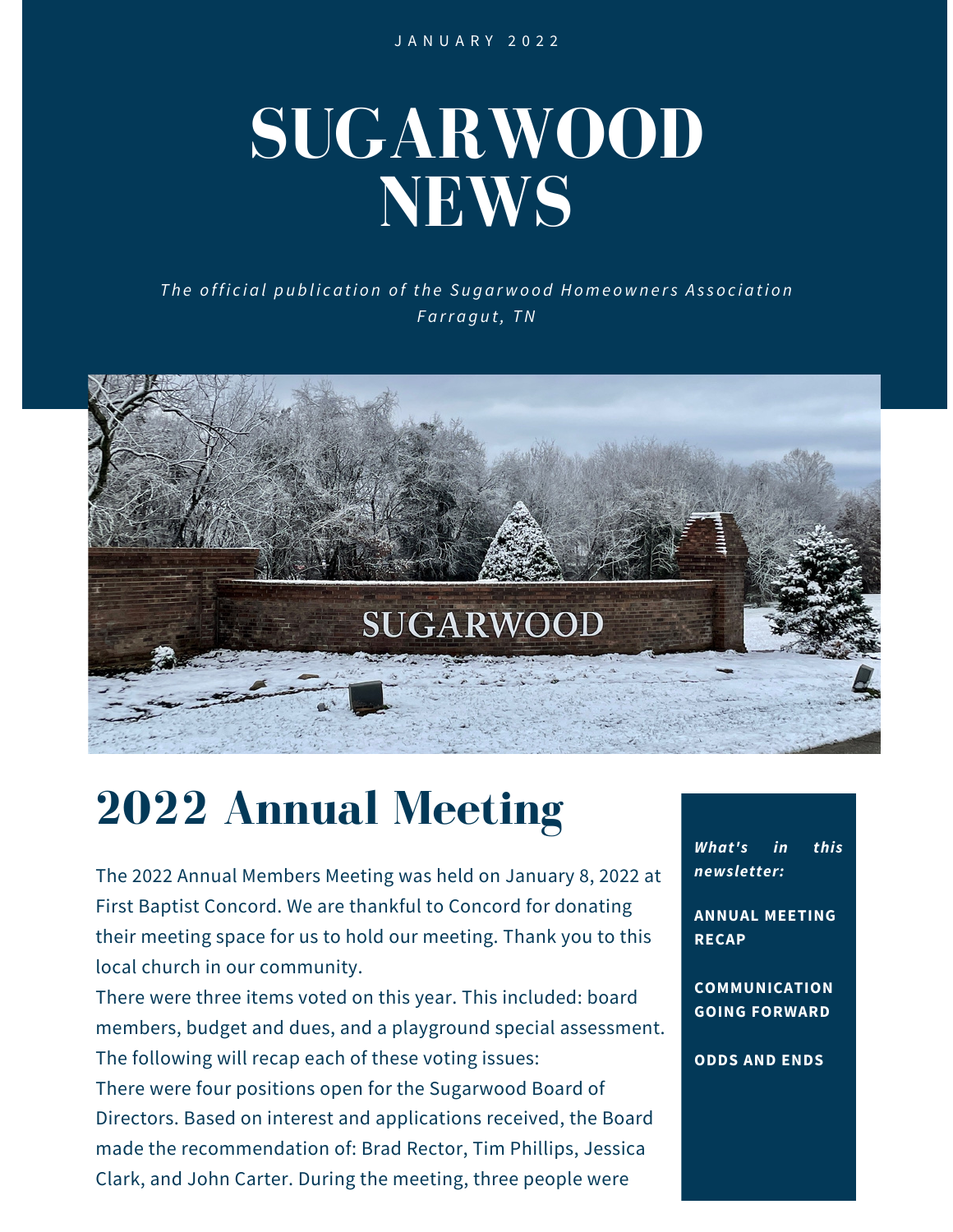JANUARY 2022

# SUGARWOOD NEWS

*The official publication of the Sugarwood Homeowners Association*
*Farragut, TN*

## 2022 Annual Meeting

The 2022 Annual Members Meeting was held on January 8, 2022 at First Baptist Concord. We are thankful to Concord for donating their meeting space for us to hold our meeting. Thank you to this local church in our community.

There were three items voted on this year. This included: board members, budget and dues, and a playground special assessment. The following will recap each of these voting issues:

There were four positions open for the Sugarwood Board of Directors. Based on interest and applications received, the Board made the recommendation of: Brad Rector, Tim Phillips, Jessica Clark, and John Carter. During the meeting, three people were

***What's in this newsletter:***

**ANNUAL MEETING RECAP**

**COMMUNICATION GOING FORWARD**

**ODDS AND ENDS**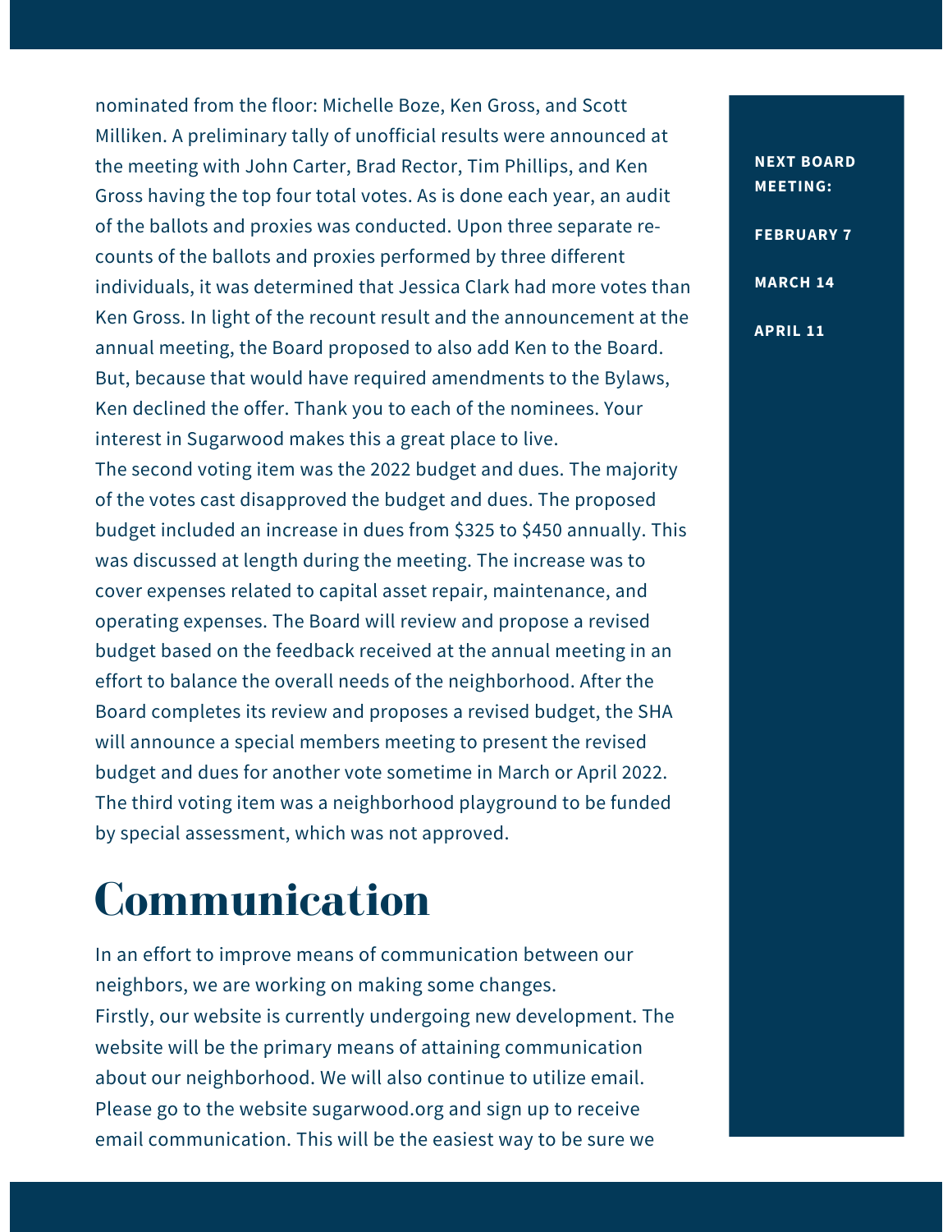nominated from the floor: Michelle Boze, Ken Gross, and Scott Milliken. A preliminary tally of unofficial results were announced at the meeting with John Carter, Brad Rector, Tim Phillips, and Ken Gross having the top four total votes. As is done each year, an audit of the ballots and proxies was conducted. Upon three separate re-counts of the ballots and proxies performed by three different individuals, it was determined that Jessica Clark had more votes than Ken Gross. In light of the recount result and the announcement at the annual meeting, the Board proposed to also add Ken to the Board. But, because that would have required amendments to the Bylaws, Ken declined the offer. Thank you to each of the nominees. Your interest in Sugarwood makes this a great place to live.

The second voting item was the 2022 budget and dues. The majority of the votes cast disapproved the budget and dues. The proposed budget included an increase in dues from $325 to $450 annually. This was discussed at length during the meeting. The increase was to cover expenses related to capital asset repair, maintenance, and operating expenses. The Board will review and propose a revised budget based on the feedback received at the annual meeting in an effort to balance the overall needs of the neighborhood. After the Board completes its review and proposes a revised budget, the SHA will announce a special members meeting to present the revised budget and dues for another vote sometime in March or April 2022.

The third voting item was a neighborhood playground to be funded by special assessment, which was not approved.

# Communication

In an effort to improve means of communication between our neighbors, we are working on making some changes.

Firstly, our website is currently undergoing new development. The website will be the primary means of attaining communication about our neighborhood. We will also continue to utilize email. Please go to the website sugarwood.org and sign up to receive email communication. This will be the easiest way to be sure we

**NEXT BOARD MEETING:**

**FEBRUARY 7**

**MARCH 14**

**APRIL 11**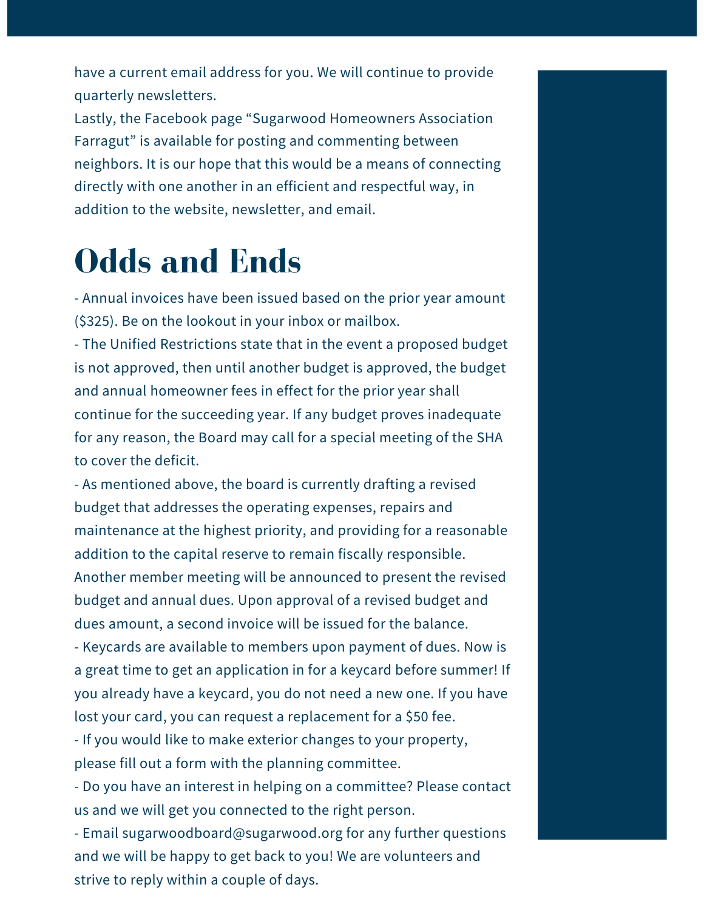have a current email address for you. We will continue to provide quarterly newsletters.

Lastly, the Facebook page “Sugarwood Homeowners Association Farragut” is available for posting and commenting between neighbors. It is our hope that this would be a means of connecting directly with one another in an efficient and respectful way, in addition to the website, newsletter, and email.

# Odds and Ends

- Annual invoices have been issued based on the prior year amount ($325). Be on the lookout in your inbox or mailbox.
- The Unified Restrictions state that in the event a proposed budget is not approved, then until another budget is approved, the budget and annual homeowner fees in effect for the prior year shall continue for the succeeding year. If any budget proves inadequate for any reason, the Board may call for a special meeting of the SHA to cover the deficit.
- As mentioned above, the board is currently drafting a revised budget that addresses the operating expenses, repairs and maintenance at the highest priority, and providing for a reasonable addition to the capital reserve to remain fiscally responsible. Another member meeting will be announced to present the revised budget and annual dues. Upon approval of a revised budget and dues amount, a second invoice will be issued for the balance.
- Keycards are available to members upon payment of dues. Now is a great time to get an application in for a keycard before summer! If you already have a keycard, you do not need a new one. If you have lost your card, you can request a replacement for a $50 fee.
- If you would like to make exterior changes to your property, please fill out a form with the planning committee.
- Do you have an interest in helping on a committee? Please contact us and we will get you connected to the right person.
- Email sugarwoodboard@sugarwood.org for any further questions and we will be happy to get back to you! We are volunteers and strive to reply within a couple of days.